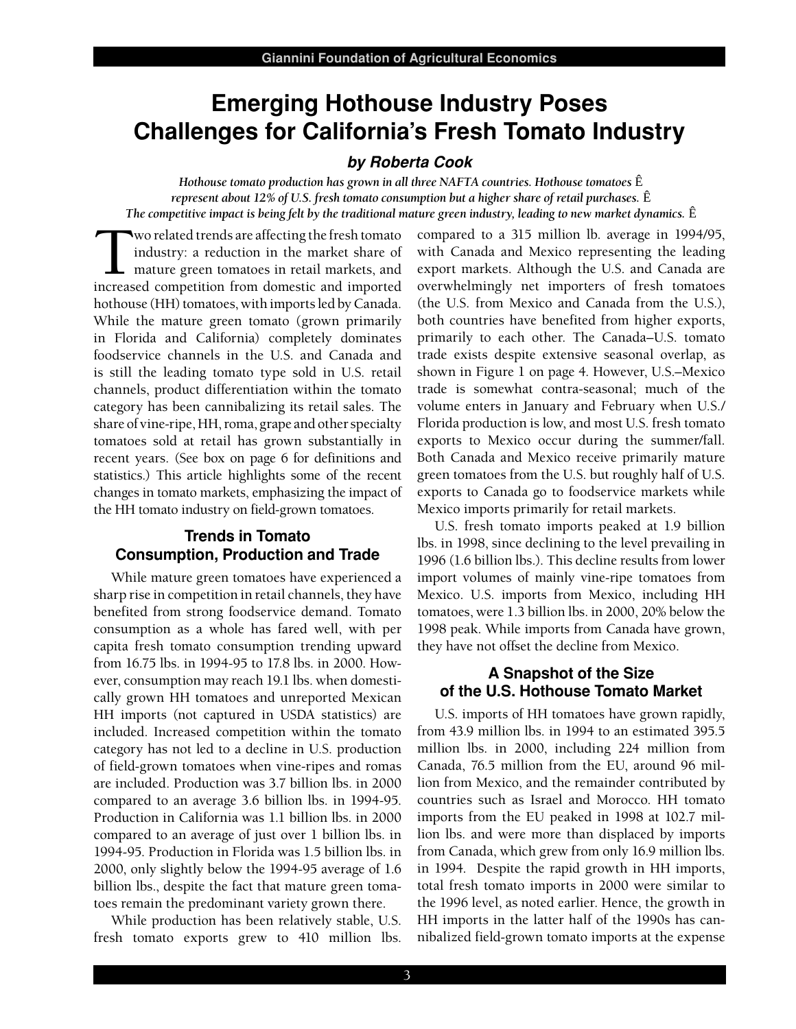# Emerging Hothouse Industry Poses Challenges for California's Fresh Tomato Industry

***by Roberta Cook***

*Hothouse tomato production has grown in all three NAFTA countries. Hothouse tomatoes represent about 12% of U.S. fresh tomato consumption but a higher share of retail purchases. The competitive impact is being felt by the traditional mature green industry, leading to new market dynamics.*

Two related trends are affecting the fresh tomato industry: a reduction in the market share of mature green tomatoes in retail markets, and increased competition from domestic and imported hothouse (HH) tomatoes, with imports led by Canada. While the mature green tomato (grown primarily in Florida and California) completely dominates foodservice channels in the U.S. and Canada and is still the leading tomato type sold in U.S. retail channels, product differentiation within the tomato category has been cannibalizing its retail sales. The share of vine-ripe, HH, roma, grape and other specialty tomatoes sold at retail has grown substantially in recent years. (See box on page 6 for definitions and statistics.) This article highlights some of the recent changes in tomato markets, emphasizing the impact of the HH tomato industry on field-grown tomatoes.

## Trends in Tomato Consumption, Production and Trade

While mature green tomatoes have experienced a sharp rise in competition in retail channels, they have benefited from strong foodservice demand. Tomato consumption as a whole has fared well, with per capita fresh tomato consumption trending upward from 16.75 lbs. in 1994-95 to 17.8 lbs. in 2000. However, consumption may reach 19.1 lbs. when domestically grown HH tomatoes and unreported Mexican HH imports (not captured in USDA statistics) are included. Increased competition within the tomato category has not led to a decline in U.S. production of field-grown tomatoes when vine-ripes and romas are included. Production was 3.7 billion lbs. in 2000 compared to an average 3.6 billion lbs. in 1994-95. Production in California was 1.1 billion lbs. in 2000 compared to an average of just over 1 billion lbs. in 1994-95. Production in Florida was 1.5 billion lbs. in 2000, only slightly below the 1994-95 average of 1.6 billion lbs., despite the fact that mature green tomatoes remain the predominant variety grown there.

While production has been relatively stable, U.S. fresh tomato exports grew to 410 million lbs. compared to a 315 million lb. average in 1994/95, with Canada and Mexico representing the leading export markets. Although the U.S. and Canada are overwhelmingly net importers of fresh tomatoes (the U.S. from Mexico and Canada from the U.S.), both countries have benefited from higher exports, primarily to each other. The Canada–U.S. tomato trade exists despite extensive seasonal overlap, as shown in Figure 1 on page 4. However, U.S.–Mexico trade is somewhat contra-seasonal; much of the volume enters in January and February when U.S./Florida production is low, and most U.S. fresh tomato exports to Mexico occur during the summer/fall. Both Canada and Mexico receive primarily mature green tomatoes from the U.S. but roughly half of U.S. exports to Canada go to foodservice markets while Mexico imports primarily for retail markets.

U.S. fresh tomato imports peaked at 1.9 billion lbs. in 1998, since declining to the level prevailing in 1996 (1.6 billion lbs.). This decline results from lower import volumes of mainly vine-ripe tomatoes from Mexico. U.S. imports from Mexico, including HH tomatoes, were 1.3 billion lbs. in 2000, 20% below the 1998 peak. While imports from Canada have grown, they have not offset the decline from Mexico.

## A Snapshot of the Size of the U.S. Hothouse Tomato Market

U.S. imports of HH tomatoes have grown rapidly, from 43.9 million lbs. in 1994 to an estimated 395.5 million lbs. in 2000, including 224 million from Canada, 76.5 million from the EU, around 96 million from Mexico, and the remainder contributed by countries such as Israel and Morocco. HH tomato imports from the EU peaked in 1998 at 102.7 million lbs. and were more than displaced by imports from Canada, which grew from only 16.9 million lbs. in 1994. Despite the rapid growth in HH imports, total fresh tomato imports in 2000 were similar to the 1996 level, as noted earlier. Hence, the growth in HH imports in the latter half of the 1990s has cannibalized field-grown tomato imports at the expense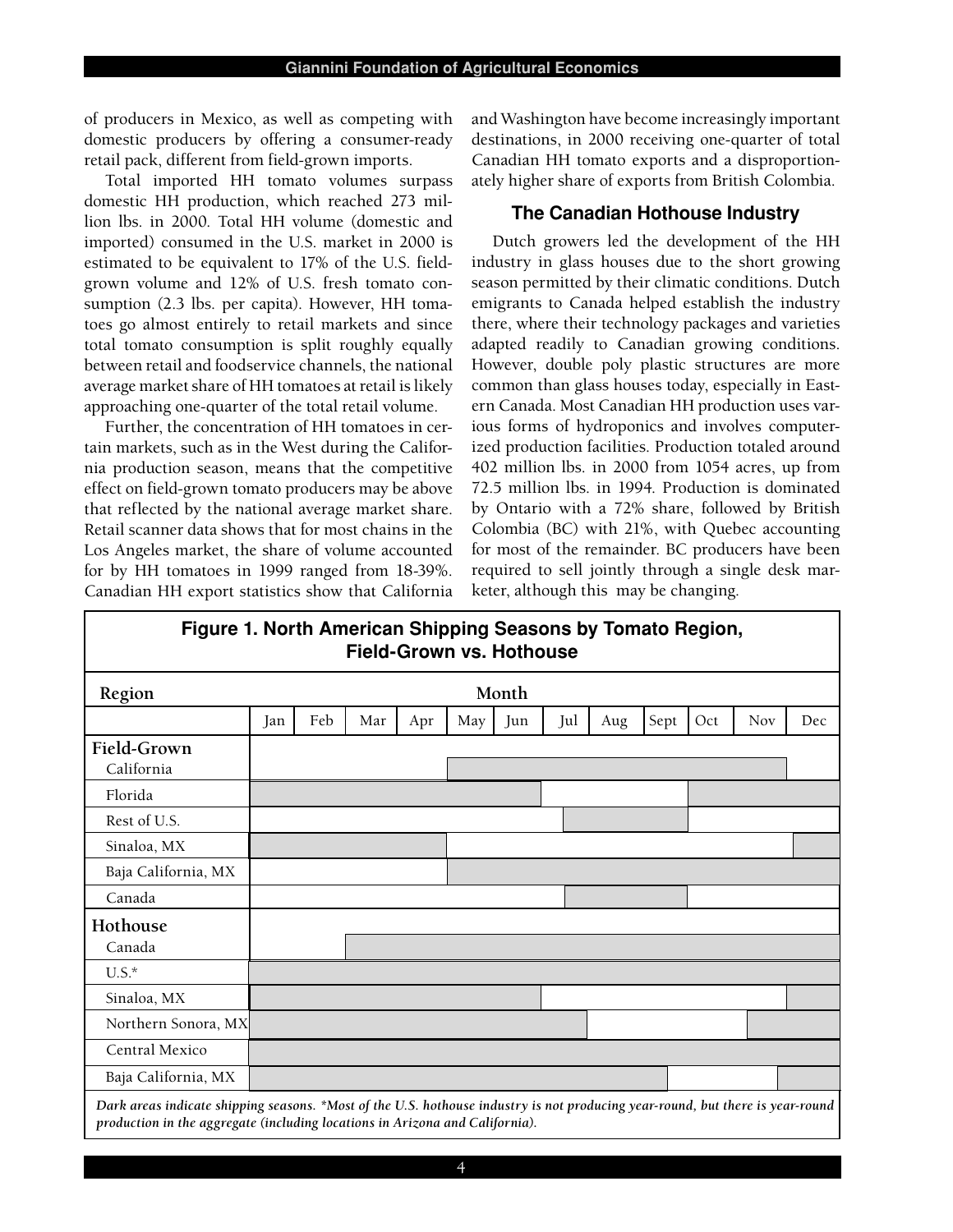of producers in Mexico, as well as competing with domestic producers by offering a consumer-ready retail pack, different from field-grown imports.

Total imported HH tomato volumes surpass domestic HH production, which reached 273 million lbs. in 2000. Total HH volume (domestic and imported) consumed in the U.S. market in 2000 is estimated to be equivalent to 17% of the U.S. field-grown volume and 12% of U.S. fresh tomato consumption (2.3 lbs. per capita). However, HH tomatoes go almost entirely to retail markets and since total tomato consumption is split roughly equally between retail and foodservice channels, the national average market share of HH tomatoes at retail is likely approaching one-quarter of the total retail volume.

Further, the concentration of HH tomatoes in certain markets, such as in the West during the California production season, means that the competitive effect on field-grown tomato producers may be above that reflected by the national average market share. Retail scanner data shows that for most chains in the Los Angeles market, the share of volume accounted for by HH tomatoes in 1999 ranged from 18-39%. Canadian HH export statistics show that California and Washington have become increasingly important destinations, in 2000 receiving one-quarter of total Canadian HH tomato exports and a disproportionately higher share of exports from British Colombia.

## The Canadian Hothouse Industry

Dutch growers led the development of the HH industry in glass houses due to the short growing season permitted by their climatic conditions. Dutch emigrants to Canada helped establish the industry there, where their technology packages and varieties adapted readily to Canadian growing conditions. However, double poly plastic structures are more common than glass houses today, especially in Eastern Canada. Most Canadian HH production uses various forms of hydroponics and involves computerized production facilities. Production totaled around 402 million lbs. in 2000 from 1054 acres, up from 72.5 million lbs. in 1994. Production is dominated by Ontario with a 72% share, followed by British Colombia (BC) with 21%, with Quebec accounting for most of the remainder. BC producers have been required to sell jointly through a single desk marketer, although this may be changing.

**Figure 1. North American Shipping Seasons by Tomato Region, Field-Grown vs. Hothouse**

| Region | Jan | Feb | Mar | Apr | May | Jun | Jul | Aug | Sept | Oct | Nov | Dec |
|---|---|---|---|---|---|---|---|---|---|---|---|---|
| **Field-Grown** | | | | | | | | | | | | |
| California | | | | | X | X | X | X | X | X | X | |
| Florida | X | X | X | X | X | X | | | | X | X | X |
| Rest of U.S. | | | | | | | X | X | X | | | |
| Sinaloa, MX | X | X | X | X | | | | | | | | X |
| Baja California, MX | | | | | X | X | X | X | X | X | X | X |
| Canada | | | | | | | X | X | X | | | |
| **Hothouse** | | | | | | | | | | | | |
| Canada | | | X | X | X | X | X | X | X | X | X | X |
| U.S.* | X | X | X | X | X | X | X | X | X | X | X | X |
| Sinaloa, MX | X | X | X | X | X | X | | | | | | X |
| Northern Sonora, MX | X | X | X | X | X | X | X | | | | X | X |
| Central Mexico | X | X | X | X | X | X | X | X | X | X | X | X |
| Baja California, MX | X | X | X | X | X | X | X | X | X | | | X |

*Dark areas indicate shipping seasons. *Most of the U.S. hothouse industry is not producing year-round, but there is year-round production in the aggregate (including locations in Arizona and California).*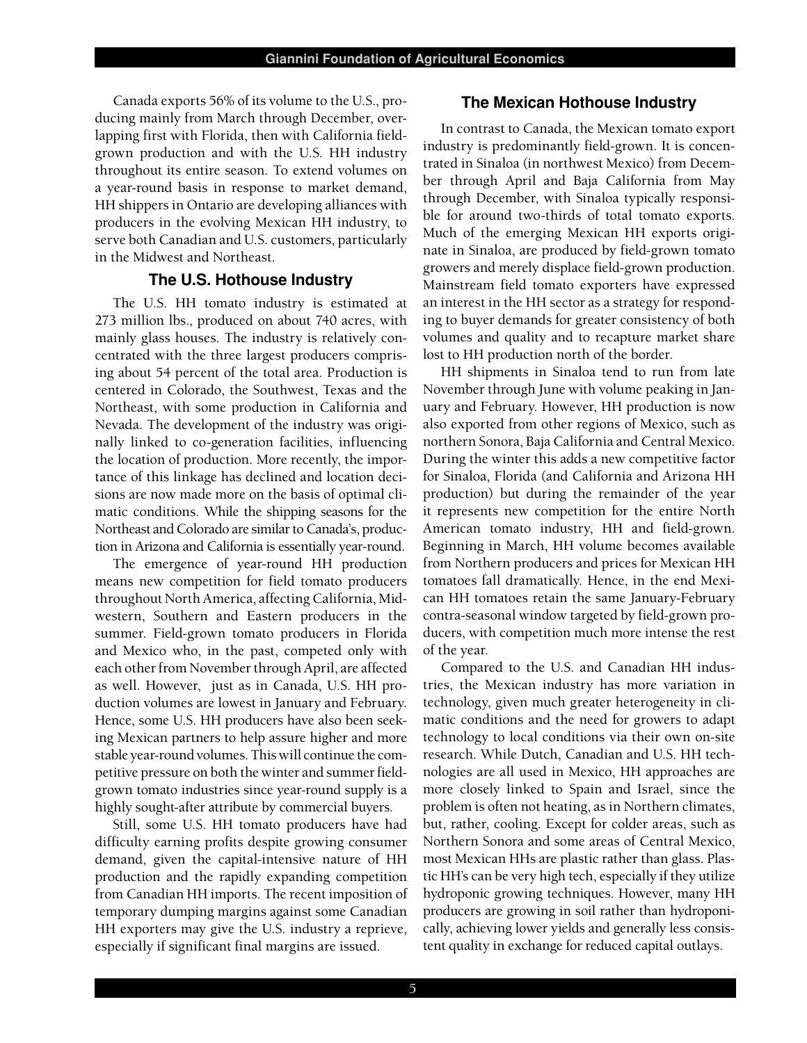Canada exports 56% of its volume to the U.S., producing mainly from March through December, overlapping first with Florida, then with California field-grown production and with the U.S. HH industry throughout its entire season. To extend volumes on a year-round basis in response to market demand, HH shippers in Ontario are developing alliances with producers in the evolving Mexican HH industry, to serve both Canadian and U.S. customers, particularly in the Midwest and Northeast.

### The U.S. Hothouse Industry

The U.S. HH tomato industry is estimated at 273 million lbs., produced on about 740 acres, with mainly glass houses. The industry is relatively concentrated with the three largest producers comprising about 54 percent of the total area. Production is centered in Colorado, the Southwest, Texas and the Northeast, with some production in California and Nevada. The development of the industry was originally linked to co-generation facilities, influencing the location of production. More recently, the importance of this linkage has declined and location decisions are now made more on the basis of optimal climatic conditions. While the shipping seasons for the Northeast and Colorado are similar to Canada's, production in Arizona and California is essentially year-round.

The emergence of year-round HH production means new competition for field tomato producers throughout North America, affecting California, Midwestern, Southern and Eastern producers in the summer. Field-grown tomato producers in Florida and Mexico who, in the past, competed only with each other from November through April, are affected as well. However, just as in Canada, U.S. HH production volumes are lowest in January and February. Hence, some U.S. HH producers have also been seeking Mexican partners to help assure higher and more stable year-round volumes. This will continue the competitive pressure on both the winter and summer field-grown tomato industries since year-round supply is a highly sought-after attribute by commercial buyers.

Still, some U.S. HH tomato producers have had difficulty earning profits despite growing consumer demand, given the capital-intensive nature of HH production and the rapidly expanding competition from Canadian HH imports. The recent imposition of temporary dumping margins against some Canadian HH exporters may give the U.S. industry a reprieve, especially if significant final margins are issued.

### The Mexican Hothouse Industry

In contrast to Canada, the Mexican tomato export industry is predominantly field-grown. It is concentrated in Sinaloa (in northwest Mexico) from December through April and Baja California from May through December, with Sinaloa typically responsible for around two-thirds of total tomato exports. Much of the emerging Mexican HH exports originate in Sinaloa, are produced by field-grown tomato growers and merely displace field-grown production. Mainstream field tomato exporters have expressed an interest in the HH sector as a strategy for responding to buyer demands for greater consistency of both volumes and quality and to recapture market share lost to HH production north of the border.

HH shipments in Sinaloa tend to run from late November through June with volume peaking in January and February. However, HH production is now also exported from other regions of Mexico, such as northern Sonora, Baja California and Central Mexico. During the winter this adds a new competitive factor for Sinaloa, Florida (and California and Arizona HH production) but during the remainder of the year it represents new competition for the entire North American tomato industry, HH and field-grown. Beginning in March, HH volume becomes available from Northern producers and prices for Mexican HH tomatoes fall dramatically. Hence, in the end Mexican HH tomatoes retain the same January-February contra-seasonal window targeted by field-grown producers, with competition much more intense the rest of the year.

Compared to the U.S. and Canadian HH industries, the Mexican industry has more variation in technology, given much greater heterogeneity in climatic conditions and the need for growers to adapt technology to local conditions via their own on-site research. While Dutch, Canadian and U.S. HH technologies are all used in Mexico, HH approaches are more closely linked to Spain and Israel, since the problem is often not heating, as in Northern climates, but, rather, cooling. Except for colder areas, such as Northern Sonora and some areas of Central Mexico, most Mexican HHs are plastic rather than glass. Plastic HH's can be very high tech, especially if they utilize hydroponic growing techniques. However, many HH producers are growing in soil rather than hydroponically, achieving lower yields and generally less consistent quality in exchange for reduced capital outlays.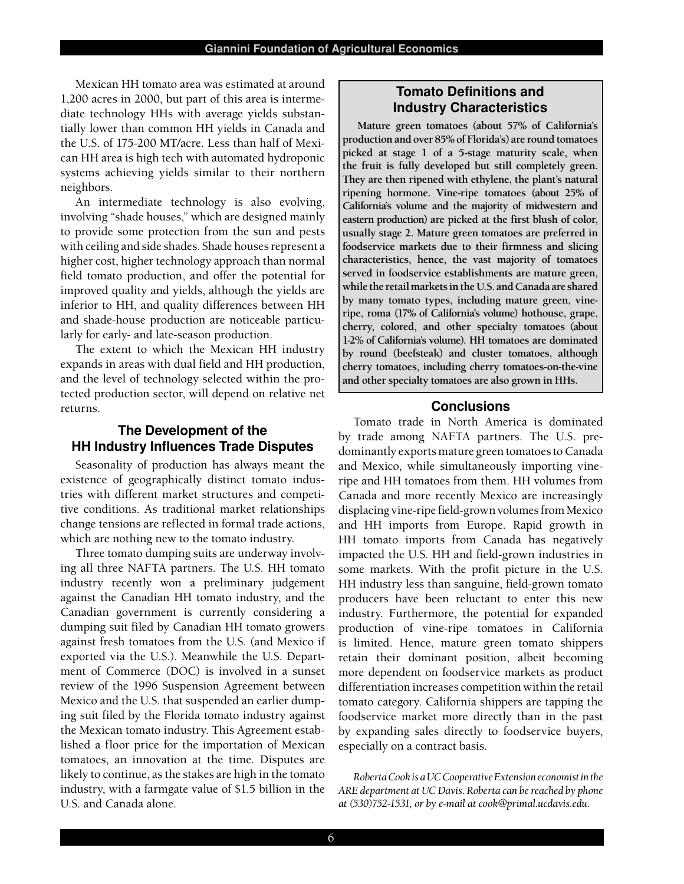Mexican HH tomato area was estimated at around 1,200 acres in 2000, but part of this area is intermediate technology HHs with average yields substantially lower than common HH yields in Canada and the U.S. of 175-200 MT/acre. Less than half of Mexican HH area is high tech with automated hydroponic systems achieving yields similar to their northern neighbors.

An intermediate technology is also evolving, involving "shade houses," which are designed mainly to provide some protection from the sun and pests with ceiling and side shades. Shade houses represent a higher cost, higher technology approach than normal field tomato production, and offer the potential for improved quality and yields, although the yields are inferior to HH, and quality differences between HH and shade-house production are noticeable particularly for early- and late-season production.

The extent to which the Mexican HH industry expands in areas with dual field and HH production, and the level of technology selected within the protected production sector, will depend on relative net returns.

## The Development of the HH Industry Influences Trade Disputes

Seasonality of production has always meant the existence of geographically distinct tomato industries with different market structures and competitive conditions. As traditional market relationships change tensions are reflected in formal trade actions, which are nothing new to the tomato industry.

Three tomato dumping suits are underway involving all three NAFTA partners. The U.S. HH tomato industry recently won a preliminary judgement against the Canadian HH tomato industry, and the Canadian government is currently considering a dumping suit filed by Canadian HH tomato growers against fresh tomatoes from the U.S. (and Mexico if exported via the U.S.). Meanwhile the U.S. Department of Commerce (DOC) is involved in a sunset review of the 1996 Suspension Agreement between Mexico and the U.S. that suspended an earlier dumping suit filed by the Florida tomato industry against the Mexican tomato industry. This Agreement established a floor price for the importation of Mexican tomatoes, an innovation at the time. Disputes are likely to continue, as the stakes are high in the tomato industry, with a farmgate value of $1.5 billion in the U.S. and Canada alone.

## Tomato Definitions and Industry Characteristics

**Mature green tomatoes (about 57% of California's production and over 85% of Florida's) are round tomatoes picked at stage 1 of a 5-stage maturity scale, when the fruit is fully developed but still completely green. They are then ripened with ethylene, the plant's natural ripening hormone. Vine-ripe tomatoes (about 25% of California's volume and the majority of midwestern and eastern production) are picked at the first blush of color, usually stage 2. Mature green tomatoes are preferred in foodservice markets due to their firmness and slicing characteristics, hence, the vast majority of tomatoes served in foodservice establishments are mature green, while the retail markets in the U.S. and Canada are shared by many tomato types, including mature green, vine-ripe, roma (17% of California's volume) hothouse, grape, cherry, colored, and other specialty tomatoes (about 1-2% of California's volume). HH tomatoes are dominated by round (beefsteak) and cluster tomatoes, although cherry tomatoes, including cherry tomatoes-on-the-vine and other specialty tomatoes are also grown in HHs.**

## Conclusions

Tomato trade in North America is dominated by trade among NAFTA partners. The U.S. predominantly exports mature green tomatoes to Canada and Mexico, while simultaneously importing vine-ripe and HH tomatoes from them. HH volumes from Canada and more recently Mexico are increasingly displacing vine-ripe field-grown volumes from Mexico and HH imports from Europe. Rapid growth in HH tomato imports from Canada has negatively impacted the U.S. HH and field-grown industries in some markets. With the profit picture in the U.S. HH industry less than sanguine, field-grown tomato producers have been reluctant to enter this new industry. Furthermore, the potential for expanded production of vine-ripe tomatoes in California is limited. Hence, mature green tomato shippers retain their dominant position, albeit becoming more dependent on foodservice markets as product differentiation increases competition within the retail tomato category. California shippers are tapping the foodservice market more directly than in the past by expanding sales directly to foodservice buyers, especially on a contract basis.

*Roberta Cook is a UC Cooperative Extension economist in the ARE department at UC Davis. Roberta can be reached by phone at (530)752-1531, or by e-mail at cook@primal.ucdavis.edu.*